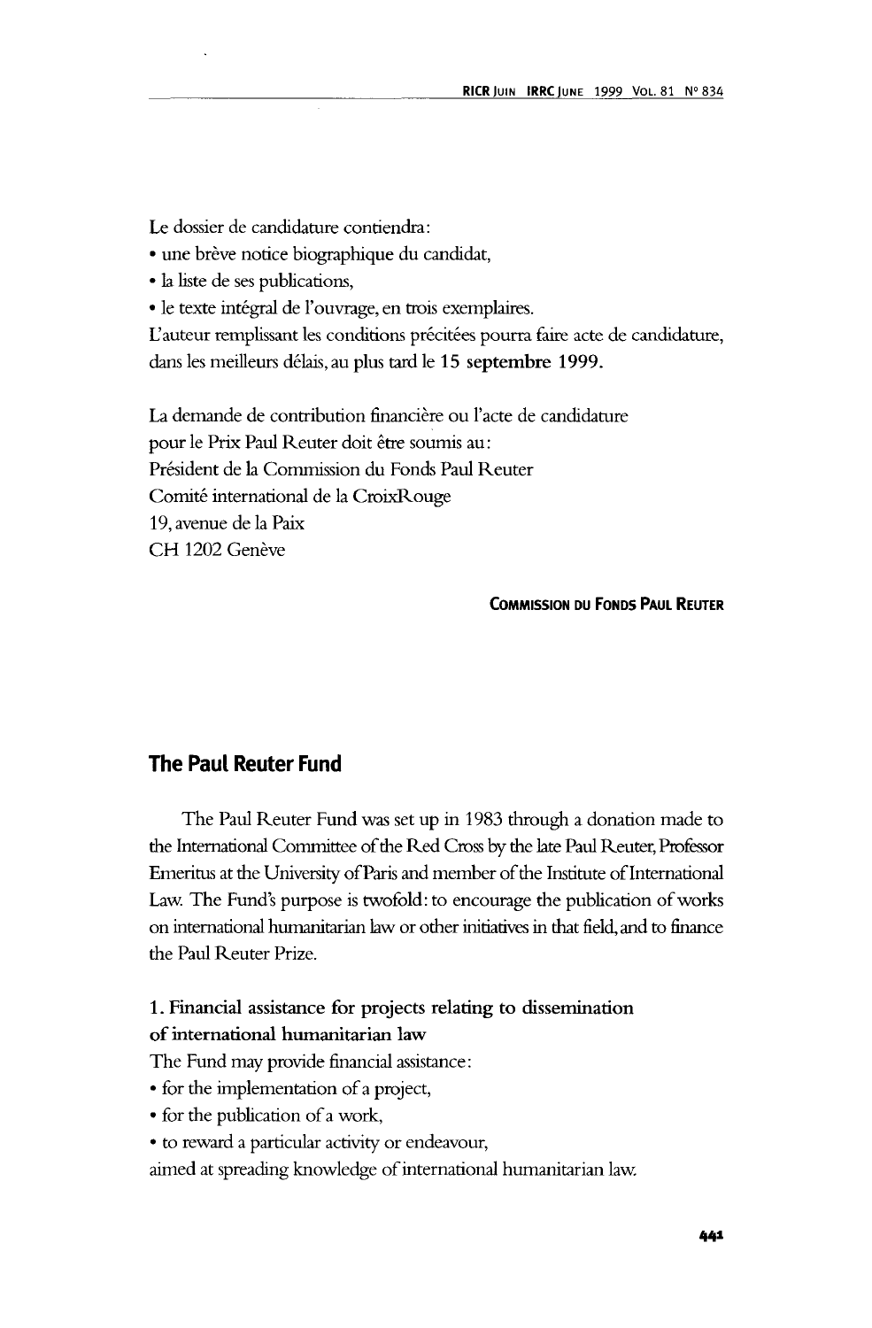Le dossier de candidature contiendra:

- une brève notice biographique du candidat,
- la liste de ses publications,
- le texte intégral de l'ouvrage, en trois exemplaires.

L'auteur remplissant les conditions précitées pourra faire acte de candidature, dans les meilleurs délais, au plus tard le **15 septembre 1999.**

La demande de contribution financière ou l'acte de candidature pour le Prix Paul Reuter doit être soumis au:
Président de la Commission du Fonds Paul Reuter
Comité international de la CroixRouge
19, avenue de la Paix
CH 1202 Genève

**COMMISSION DU FONDS PAUL REUTER**

## The Paul Reuter Fund

The Paul Reuter Fund was set up in 1983 through a donation made to the International Committee of the Red Cross by the late Paul Reuter, Professor Emeritus at the University of Paris and member of the Institute of International Law. The Fund's purpose is twofold: to encourage the publication of works on international humanitarian law or other initiatives in that field, and to finance the Paul Reuter Prize.

### 1. Financial assistance for projects relating to dissemination of international humanitarian law

The Fund may provide financial assistance:

- for the implementation of a project,
- for the publication of a work,
- to reward a particular activity or endeavour,

aimed at spreading knowledge of international humanitarian law.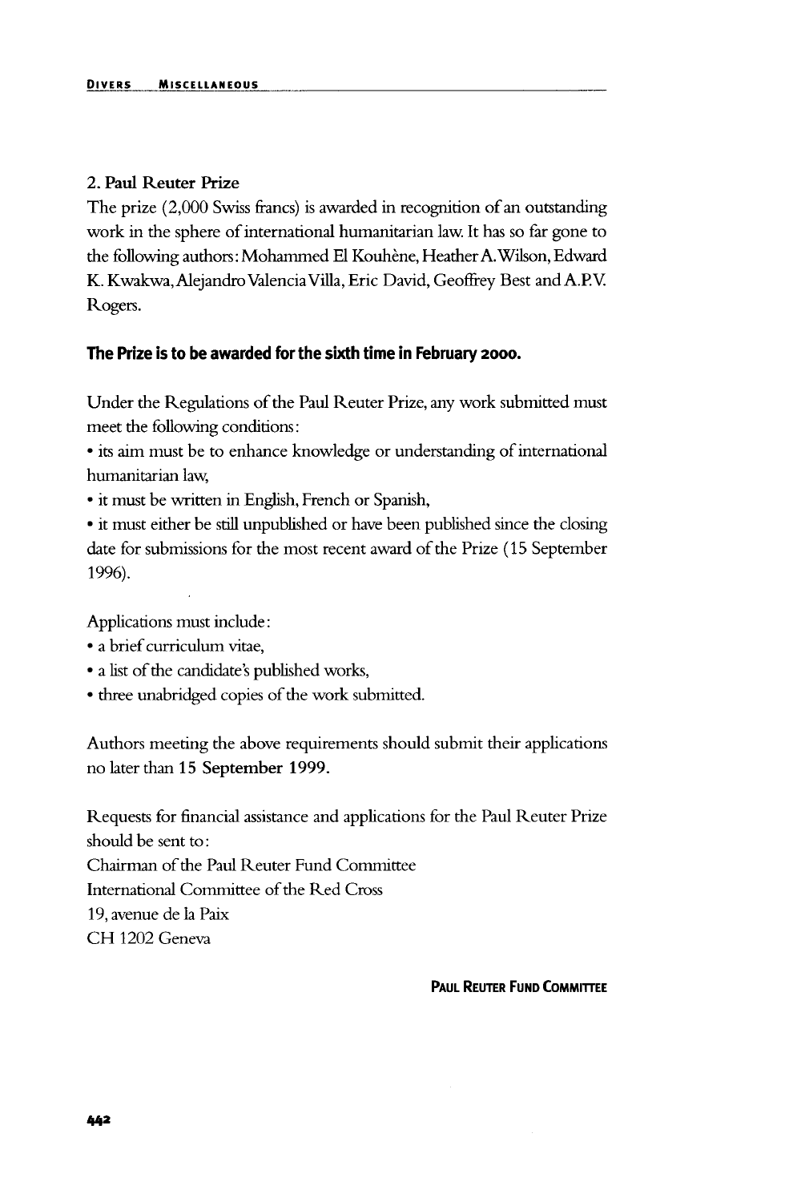## 2. Paul Reuter Prize

The prize (2,000 Swiss francs) is awarded in recognition of an outstanding work in the sphere of international humanitarian law. It has so far gone to the following authors: Mohammed El Kouhène, Heather A. Wilson, Edward K. Kwakwa, Alejandro Valencia Villa, Eric David, Geoffrey Best and A.P.V. Rogers.

**The Prize is to be awarded for the sixth time in February 2000.**

Under the Regulations of the Paul Reuter Prize, any work submitted must meet the following conditions:

- its aim must be to enhance knowledge or understanding of international humanitarian law,
- it must be written in English, French or Spanish,
- it must either be still unpublished or have been published since the closing date for submissions for the most recent award of the Prize (15 September 1996).

Applications must include:

- a brief curriculum vitae,
- a list of the candidate's published works,
- three unabridged copies of the work submitted.

Authors meeting the above requirements should submit their applications no later than **15 September 1999.**

Requests for financial assistance and applications for the Paul Reuter Prize should be sent to:
Chairman of the Paul Reuter Fund Committee
International Committee of the Red Cross
19, avenue de la Paix
CH 1202 Geneva

**PAUL REUTER FUND COMMITTEE**